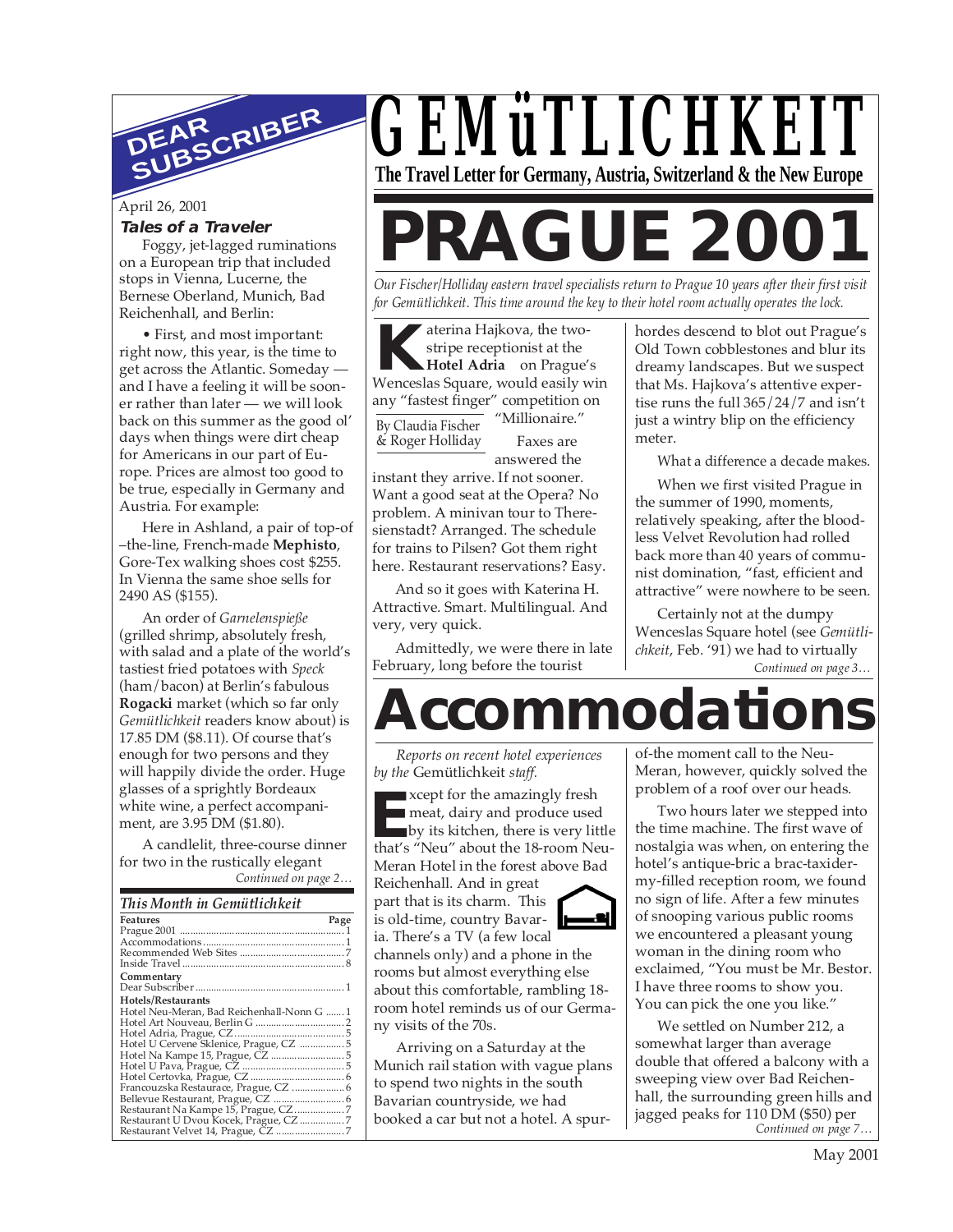# GEMüTLICHKEIT

**The Travel Letter for Germany, Austria, Switzerland & the New Europe**

## DEAR SUBSCRIBER

April 26, 2001

### *Tales of a Traveler*

Foggy, jet-lagged ruminations on a European trip that included stops in Vienna, Lucerne, the Bernese Oberland, Munich, Bad Reichenhall, and Berlin:

• First, and most important: right now, this year, is the time to get across the Atlantic. Someday — and I have a feeling it will be sooner rather than later — we will look back on this summer as the good ol' days when things were dirt cheap for Americans in our part of Europe. Prices are almost too good to be true, especially in Germany and Austria. For example:

Here in Ashland, a pair of top-of–the-line, French-made **Mephisto**, Gore-Tex walking shoes cost $255. In Vienna the same shoe sells for 2490 AS ($155).

An order of *Garnelenspieße* (grilled shrimp, absolutely fresh, with salad and a plate of the world's tastiest fried potatoes with *Speck* (ham/bacon) at Berlin's fabulous **Rogacki** market (which so far only *Gemütlichkeit* readers know about) is 17.85 DM ($8.11). Of course that's enough for two persons and they will happily divide the order. Huge glasses of a sprightly Bordeaux white wine, a perfect accompaniment, are 3.95 DM ($1.80).

A candlelit, three-course dinner for two in the rustically elegant

*Continued on page 2…*

### *This Month in Gemütlichkeit*

| **Features** | **Page** |
|---|---|
| Prague 2001 | 1 |
| Accommodations | 1 |
| Recommended Web Sites | 7 |
| Inside Travel | 8 |
| **Commentary** | |
| Dear Subscriber | 1 |
| **Hotels/Restaurants** | |
| Hotel Neu-Meran, Bad Reichenhall-Nonn G | 1 |
| Hotel Art Nouveau, Berlin G | 2 |
| Hotel Adria, Prague, CZ | 5 |
| Hotel U Cervene Sklenice, Prague, CZ | 5 |
| Hotel Na Kampe 15, Prague, CZ | 5 |
| Hotel U Pava, Prague, CZ | 5 |
| Hotel Certovka, Prague, CZ | 6 |
| Francouzska Restaurace, Prague, CZ | 6 |
| Bellevue Restaurant, Prague, CZ | 6 |
| Restaurant Na Kampe 15, Prague, CZ | 7 |
| Restaurant U Dvou Kocek, Prague, CZ | 7 |
| Restaurant Velvet 14, Prague, CZ | 7 |

# PRAGUE 2001

*Our Fischer/Holliday eastern travel specialists return to Prague 10 years after their first visit for Gemütlichkeit. This time around the key to their hotel room actually operates the lock.*

By Claudia Fischer & Roger Holliday

Katerina Hajkova, the two-stripe receptionist at the **Hotel Adria** on Prague's Wenceslas Square, would easily win any "fastest finger" competition on "Millionaire."

Faxes are answered the instant they arrive. If not sooner. Want a good seat at the Opera? No problem. A minivan tour to Theresienstadt? Arranged. The schedule for trains to Pilsen? Got them right here. Restaurant reservations? Easy.

And so it goes with Katerina H. Attractive. Smart. Multilingual. And very, very quick.

Admittedly, we were there in late February, long before the tourist hordes descend to blot out Prague's Old Town cobblestones and blur its dreamy landscapes. But we suspect that Ms. Hajkova's attentive expertise runs the full 365/24/7 and isn't just a wintry blip on the efficiency meter.

What a difference a decade makes.

When we first visited Prague in the summer of 1990, moments, relatively speaking, after the bloodless Velvet Revolution had rolled back more than 40 years of communist domination, "fast, efficient and attractive" were nowhere to be seen.

Certainly not at the dumpy Wenceslas Square hotel (see *Gemütlichkeit*, Feb. '91) we had to virtually

*Continued on page 3…*

# Accommodations

*Reports on recent hotel experiences by the* Gemütlichkeit *staff.*

Except for the amazingly fresh meat, dairy and produce used by its kitchen, there is very little that's "Neu" about the 18-room Neu-Meran Hotel in the forest above Bad Reichenhall. And in great part that is its charm. This is old-time, country Bavaria. There's a TV (a few local channels only) and a phone in the rooms but almost everything else about this comfortable, rambling 18-room hotel reminds us of our Germany visits of the 70s.

Arriving on a Saturday at the Munich rail station with vague plans to spend two nights in the south Bavarian countryside, we had booked a car but not a hotel. A spur-of-the-moment call to the Neu-Meran, however, quickly solved the problem of a roof over our heads.

Two hours later we stepped into the time machine. The first wave of nostalgia was when, on entering the hotel's antique-bric a brac-taxidermy-filled reception room, we found no sign of life. After a few minutes of snooping various public rooms we encountered a pleasant young woman in the dining room who exclaimed, "You must be Mr. Bestor. I have three rooms to show you. You can pick the one you like."

We settled on Number 212, a somewhat larger than average double that offered a balcony with a sweeping view over Bad Reichenhall, the surrounding green hills and jagged peaks for 110 DM ($50) per

*Continued on page 7…*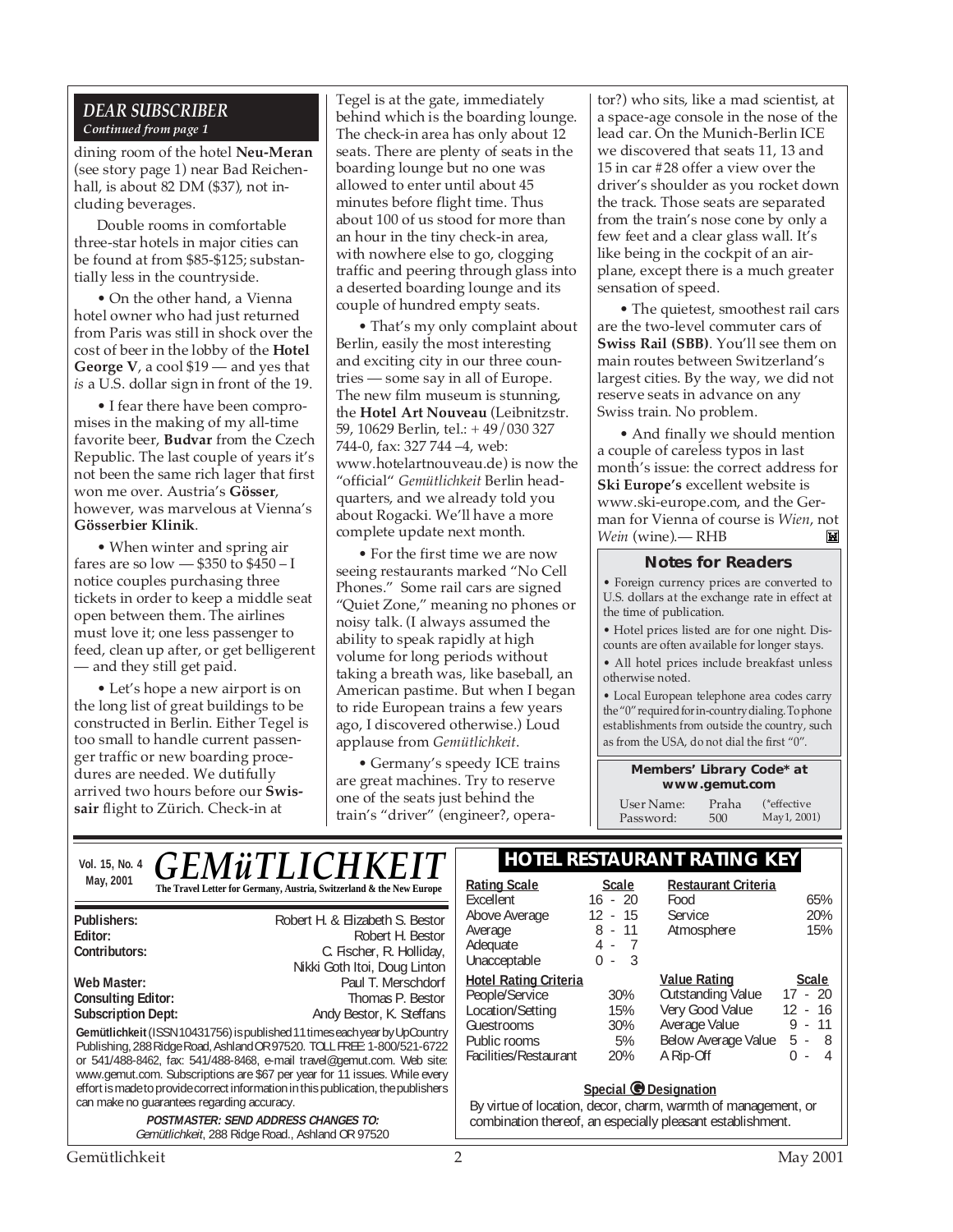## DEAR SUBSCRIBER
*Continued from page 1*

dining room of the hotel **Neu-Meran** (see story page 1) near Bad Reichenhall, is about 82 DM ($37), not including beverages.

Double rooms in comfortable three-star hotels in major cities can be found at from $85-$125; substantially less in the countryside.

• On the other hand, a Vienna hotel owner who had just returned from Paris was still in shock over the cost of beer in the lobby of the **Hotel George V**, a cool $19 — and yes that *is* a U.S. dollar sign in front of the 19.

• I fear there have been compromises in the making of my all-time favorite beer, **Budvar** from the Czech Republic. The last couple of years it's not been the same rich lager that first won me over. Austria's **Gösser**, however, was marvelous at Vienna's **Gösserbier Klinik**.

• When winter and spring air fares are so low — $350 to $450 – I notice couples purchasing three tickets in order to keep a middle seat open between them. The airlines must love it; one less passenger to feed, clean up after, or get belligerent — and they still get paid.

• Let's hope a new airport is on the long list of great buildings to be constructed in Berlin. Either Tegel is too small to handle current passenger traffic or new boarding procedures are needed. We dutifully arrived two hours before our **Swissair** flight to Zürich. Check-in at Tegel is at the gate, immediately behind which is the boarding lounge. The check-in area has only about 12 seats. There are plenty of seats in the boarding lounge but no one was allowed to enter until about 45 minutes before flight time. Thus about 100 of us stood for more than an hour in the tiny check-in area, with nowhere else to go, clogging traffic and peering through glass into a deserted boarding lounge and its couple of hundred empty seats.

• That's my only complaint about Berlin, easily the most interesting and exciting city in our three countries — some say in all of Europe. The new film museum is stunning, the **Hotel Art Nouveau** (Leibnitzstr. 59, 10629 Berlin, tel.: + 49/030 327 744-0, fax: 327 744 –4, web: www.hotelartnouveau.de) is now the "official" *Gemütlichkeit* Berlin headquarters, and we already told you about Rogacki. We'll have a more complete update next month.

• For the first time we are now seeing restaurants marked "No Cell Phones." Some rail cars are signed "Quiet Zone," meaning no phones or noisy talk. (I always assumed the ability to speak rapidly at high volume for long periods without taking a breath was, like baseball, an American pastime. But when I began to ride European trains a few years ago, I discovered otherwise.) Loud applause from *Gemütlichkeit*.

• Germany's speedy ICE trains are great machines. Try to reserve one of the seats just behind the train's "driver" (engineer?, operator?) who sits, like a mad scientist, at a space-age console in the nose of the lead car. On the Munich-Berlin ICE we discovered that seats 11, 13 and 15 in car #28 offer a view over the driver's shoulder as you rocket down the track. Those seats are separated from the train's nose cone by only a few feet and a clear glass wall. It's like being in the cockpit of an airplane, except there is a much greater sensation of speed.

• The quietest, smoothest rail cars are the two-level commuter cars of **Swiss Rail (SBB)**. You'll see them on main routes between Switzerland's largest cities. By the way, we did not reserve seats in advance on any Swiss train. No problem.

• And finally we should mention a couple of careless typos in last month's issue: the correct address for **Ski Europe's** excellent website is www.ski-europe.com, and the German for Vienna of course is *Wien*, not *Wein* (wine).— RHB

### Notes for Readers

• Foreign currency prices are converted to U.S. dollars at the exchange rate in effect at the time of publication.

• Hotel prices listed are for one night. Discounts are often available for longer stays.

• All hotel prices include breakfast unless otherwise noted.

• Local European telephone area codes carry the "0" required for in-country dialing. To phone establishments from outside the country, such as from the USA, do not dial the first "0".

**Members' Library Code* at www.gemut.com**

| | | |
|---|---|---|
| User Name: | Praha | (*effective May 1, 2001) |
| Password: | 500 | |

---

Vol. 15, No. 4
May, 2001

# GEMüTLICHKEIT
**The Travel Letter for Germany, Austria, Switzerland & the New Europe**

| | |
|---|---|
| **Publishers:** | Robert H. & Elizabeth S. Bestor |
| **Editor:** | Robert H. Bestor |
| **Contributors:** | C. Fischer, R. Holliday, Nikki Goth Itoi, Doug Linton |
| **Web Master:** | Paul T. Merschdorf |
| **Consulting Editor:** | Thomas P. Bestor |
| **Subscription Dept:** | Andy Bestor, K. Steffans |

**Gemütlichkeit** (ISSN 10431756) is published 11 times each year by UpCountry Publishing, 288 Ridge Road, Ashland OR 97520. TOLL FREE: 1-800/521-6722 or 541/488-8462, fax: 541/488-8468, e-mail travel@gemut.com. Web site: www.gemut.com. Subscriptions are $67 per year for 11 issues. While every effort is made to provide correct information in this publication, the publishers can make no guarantees regarding accuracy.

***POSTMASTER: SEND ADDRESS CHANGES TO:***
*Gemütlichkeit*, 288 Ridge Road., Ashland OR 97520

## HOTEL RESTAURANT RATING KEY

| Rating Scale | Scale |
|---|---|
| Excellent | 16 - 20 |
| Above Average | 12 - 15 |
| Average | 8 - 11 |
| Adequate | 4 - 7 |
| Unacceptable | 0 - 3 |

| Restaurant Criteria | |
|---|---|
| Food | 65% |
| Service | 20% |
| Atmosphere | 15% |

| Hotel Rating Criteria | |
|---|---|
| People/Service | 30% |
| Location/Setting | 15% |
| Guestrooms | 30% |
| Public rooms | 5% |
| Facilities/Restaurant | 20% |

| Value Rating | Scale |
|---|---|
| Outstanding Value | 17 - 20 |
| Very Good Value | 12 - 16 |
| Average Value | 9 - 11 |
| Below Average Value | 5 - 8 |
| A Rip-Off | 0 - 4 |

**Special G Designation**

By virtue of location, decor, charm, warmth of management, or combination thereof, an especially pleasant establishment.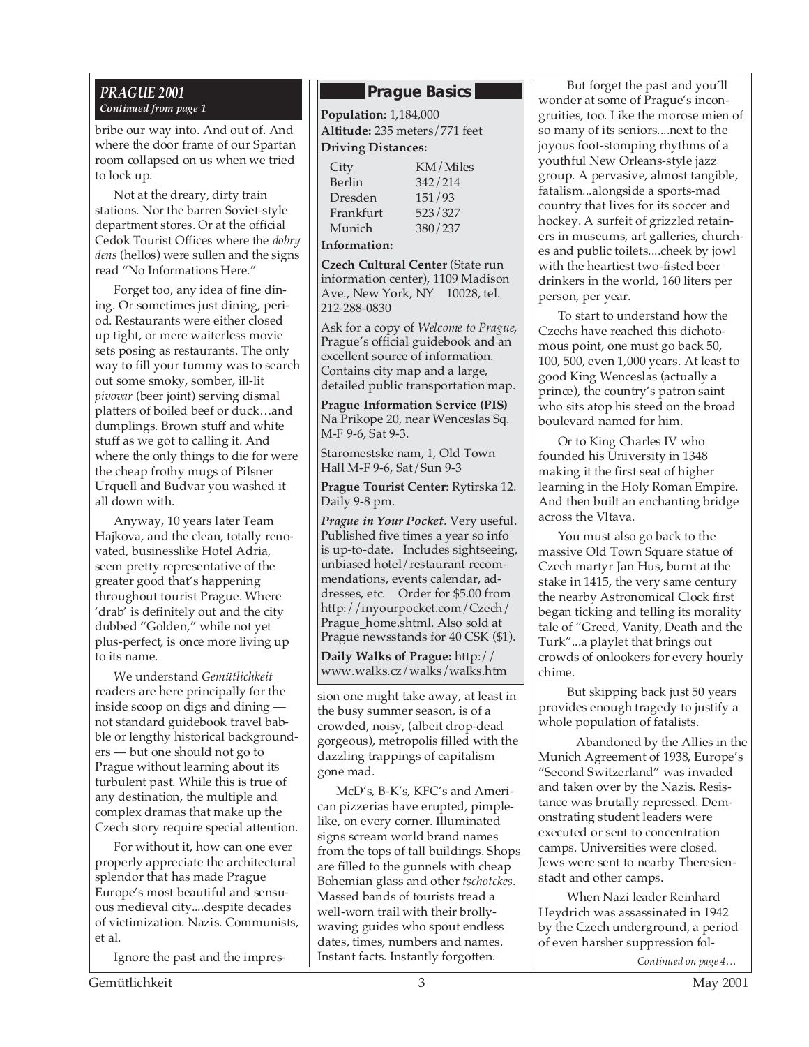## *PRAGUE 2001*

*Continued from page 1*

bribe our way into. And out of. And where the door frame of our Spartan room collapsed on us when we tried to lock up.

Not at the dreary, dirty train stations. Nor the barren Soviet-style department stores. Or at the official Cedok Tourist Offices where the *dobry dens* (hellos) were sullen and the signs read "No Informations Here."

Forget too, any idea of fine dining. Or sometimes just dining, period. Restaurants were either closed up tight, or mere waiterless movie sets posing as restaurants. The only way to fill your tummy was to search out some smoky, somber, ill-lit *pivovar* (beer joint) serving dismal platters of boiled beef or duck…and dumplings. Brown stuff and white stuff as we got to calling it. And where the only things to die for were the cheap frothy mugs of Pilsner Urquell and Budvar you washed it all down with.

Anyway, 10 years later Team Hajkova, and the clean, totally renovated, businesslike Hotel Adria, seem pretty representative of the greater good that's happening throughout tourist Prague. Where 'drab' is definitely out and the city dubbed "Golden," while not yet plus-perfect, is once more living up to its name.

We understand *Gemütlichkeit* readers are here principally for the inside scoop on digs and dining — not standard guidebook travel babble or lengthy historical backgrounders — but one should not go to Prague without learning about its turbulent past. While this is true of any destination, the multiple and complex dramas that make up the Czech story require special attention.

For without it, how can one ever properly appreciate the architectural splendor that has made Prague Europe's most beautiful and sensuous medieval city....despite decades of victimization. Nazis. Communists, et al.

Ignore the past and the impression one might take away, at least in the busy summer season, is of a crowded, noisy, (albeit drop-dead gorgeous), metropolis filled with the dazzling trappings of capitalism gone mad.

McD's, B-K's, KFC's and American pizzerias have erupted, pimple-like, on every corner. Illuminated signs scream world brand names from the tops of tall buildings. Shops are filled to the gunnels with cheap Bohemian glass and other *tschotckes*. Massed bands of tourists tread a well-worn trail with their brolly-waving guides who spout endless dates, times, numbers and names. Instant facts. Instantly forgotten.

But forget the past and you'll wonder at some of Prague's incongruities, too. Like the morose mien of so many of its seniors....next to the joyous foot-stomping rhythms of a youthful New Orleans-style jazz group. A pervasive, almost tangible, fatalism...alongside a sports-mad country that lives for its soccer and hockey. A surfeit of grizzled retainers in museums, art galleries, churches and public toilets....cheek by jowl with the heartiest two-fisted beer drinkers in the world, 160 liters per person, per year.

To start to understand how the Czechs have reached this dichotomous point, one must go back 50, 100, 500, even 1,000 years. At least to good King Wenceslas (actually a prince), the country's patron saint who sits atop his steed on the broad boulevard named for him.

Or to King Charles IV who founded his University in 1348 making it the first seat of higher learning in the Holy Roman Empire. And then built an enchanting bridge across the Vltava.

You must also go back to the massive Old Town Square statue of Czech martyr Jan Hus, burnt at the stake in 1415, the very same century the nearby Astronomical Clock first began ticking and telling its morality tale of "Greed, Vanity, Death and the Turk"...a playlet that brings out crowds of onlookers for every hourly chime.

But skipping back just 50 years provides enough tragedy to justify a whole population of fatalists.

Abandoned by the Allies in the Munich Agreement of 1938, Europe's "Second Switzerland" was invaded and taken over by the Nazis. Resistance was brutally repressed. Demonstrating student leaders were executed or sent to concentration camps. Universities were closed. Jews were sent to nearby Theresienstadt and other camps.

When Nazi leader Reinhard Heydrich was assassinated in 1942 by the Czech underground, a period of even harsher suppression fol-

*Continued on page 4…*

---

### Prague Basics

**Population:** 1,184,000

**Altitude:** 235 meters/771 feet

**Driving Distances:**

| City | KM/Miles |
|---|---|
| Berlin | 342/214 |
| Dresden | 151/93 |
| Frankfurt | 523/327 |
| Munich | 380/237 |

**Information:**

**Czech Cultural Center** (State run information center), 1109 Madison Ave., New York, NY 10028, tel. 212-288-0830

Ask for a copy of *Welcome to Prague*, Prague's official guidebook and an excellent source of information. Contains city map and a large, detailed public transportation map.

**Prague Information Service (PIS)** Na Prikope 20, near Wenceslas Sq. M-F 9-6, Sat 9-3.

Staromestske nam, 1, Old Town Hall M-F 9-6, Sat/Sun 9-3

**Prague Tourist Center**: Rytirska 12. Daily 9-8 pm.

***Prague in Your Pocket***. Very useful. Published five times a year so info is up-to-date. Includes sightseeing, unbiased hotel/restaurant recommendations, events calendar, addresses, etc. Order for $5.00 from http://inyourpocket.com/Czech/Prague_home.shtml. Also sold at Prague newsstands for 40 CSK ($1).

**Daily Walks of Prague:** http://www.walks.cz/walks/walks.htm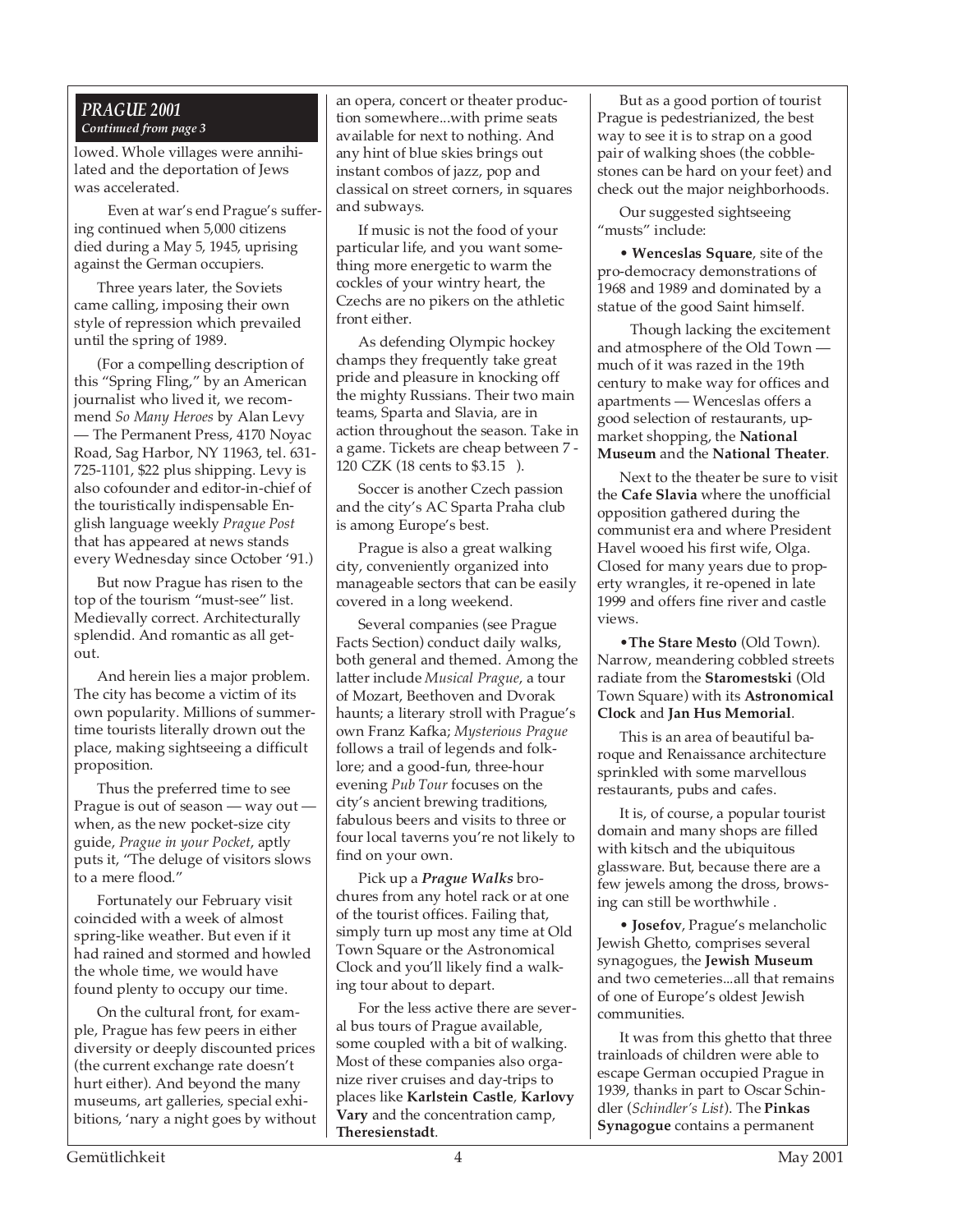***PRAGUE 2001***
*Continued from page 3*

lowed. Whole villages were annihilated and the deportation of Jews was accelerated.

Even at war's end Prague's suffering continued when 5,000 citizens died during a May 5, 1945, uprising against the German occupiers.

Three years later, the Soviets came calling, imposing their own style of repression which prevailed until the spring of 1989.

(For a compelling description of this "Spring Fling," by an American journalist who lived it, we recommend *So Many Heroes* by Alan Levy — The Permanent Press, 4170 Noyac Road, Sag Harbor, NY 11963, tel. 631-725-1101, $22 plus shipping. Levy is also cofounder and editor-in-chief of the touristically indispensable English language weekly *Prague Post* that has appeared at news stands every Wednesday since October '91.)

But now Prague has risen to the top of the tourism "must-see" list. Medievally correct. Architecturally splendid. And romantic as all getout.

And herein lies a major problem. The city has become a victim of its own popularity. Millions of summertime tourists literally drown out the place, making sightseeing a difficult proposition.

Thus the preferred time to see Prague is out of season — way out — when, as the new pocket-size city guide, *Prague in your Pocket*, aptly puts it, "The deluge of visitors slows to a mere flood."

Fortunately our February visit coincided with a week of almost spring-like weather. But even if it had rained and stormed and howled the whole time, we would have found plenty to occupy our time.

On the cultural front, for example, Prague has few peers in either diversity or deeply discounted prices (the current exchange rate doesn't hurt either). And beyond the many museums, art galleries, special exhibitions, 'nary a night goes by without an opera, concert or theater production somewhere...with prime seats available for next to nothing. And any hint of blue skies brings out instant combos of jazz, pop and classical on street corners, in squares and subways.

If music is not the food of your particular life, and you want something more energetic to warm the cockles of your wintry heart, the Czechs are no pikers on the athletic front either.

As defending Olympic hockey champs they frequently take great pride and pleasure in knocking off the mighty Russians. Their two main teams, Sparta and Slavia, are in action throughout the season. Take in a game. Tickets are cheap between 7 - 120 CZK (18 cents to $3.15 ).

Soccer is another Czech passion and the city's AC Sparta Praha club is among Europe's best.

Prague is also a great walking city, conveniently organized into manageable sectors that can be easily covered in a long weekend.

Several companies (see Prague Facts Section) conduct daily walks, both general and themed. Among the latter include *Musical Prague*, a tour of Mozart, Beethoven and Dvorak haunts; a literary stroll with Prague's own Franz Kafka; *Mysterious Prague* follows a trail of legends and folklore; and a good-fun, three-hour evening *Pub Tour* focuses on the city's ancient brewing traditions, fabulous beers and visits to three or four local taverns you're not likely to find on your own.

Pick up a ***Prague Walks*** brochures from any hotel rack or at one of the tourist offices. Failing that, simply turn up most any time at Old Town Square or the Astronomical Clock and you'll likely find a walking tour about to depart.

For the less active there are several bus tours of Prague available, some coupled with a bit of walking. Most of these companies also organize river cruises and day-trips to places like **Karlstein Castle**, **Karlovy Vary** and the concentration camp, **Theresienstadt**.

But as a good portion of tourist Prague is pedestrianized, the best way to see it is to strap on a good pair of walking shoes (the cobblestones can be hard on your feet) and check out the major neighborhoods.

Our suggested sightseeing "musts" include:

• **Wenceslas Square**, site of the pro-democracy demonstrations of 1968 and 1989 and dominated by a statue of the good Saint himself.

Though lacking the excitement and atmosphere of the Old Town — much of it was razed in the 19th century to make way for offices and apartments — Wenceslas offers a good selection of restaurants, upmarket shopping, the **National Museum** and the **National Theater**.

Next to the theater be sure to visit the **Cafe Slavia** where the unofficial opposition gathered during the communist era and where President Havel wooed his first wife, Olga. Closed for many years due to property wrangles, it re-opened in late 1999 and offers fine river and castle views.

•**The Stare Mesto** (Old Town). Narrow, meandering cobbled streets radiate from the **Staromestski** (Old Town Square) with its **Astronomical Clock** and **Jan Hus Memorial**.

This is an area of beautiful baroque and Renaissance architecture sprinkled with some marvellous restaurants, pubs and cafes.

It is, of course, a popular tourist domain and many shops are filled with kitsch and the ubiquitous glassware. But, because there are a few jewels among the dross, browsing can still be worthwhile .

• **Josefov**, Prague's melancholic Jewish Ghetto, comprises several synagogues, the **Jewish Museum** and two cemeteries...all that remains of one of Europe's oldest Jewish communities.

It was from this ghetto that three trainloads of children were able to escape German occupied Prague in 1939, thanks in part to Oscar Schindler (*Schindler's List*). The **Pinkas Synagogue** contains a permanent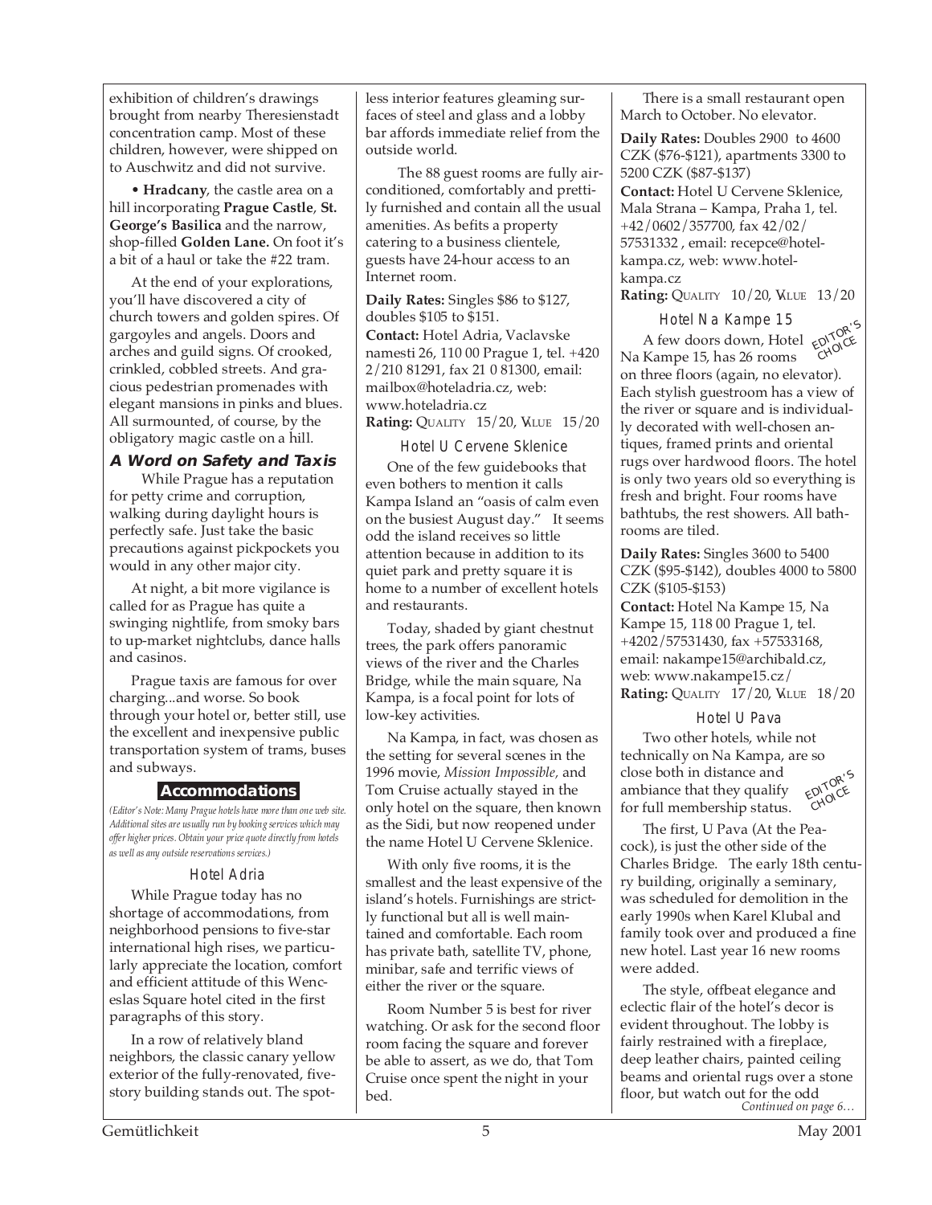exhibition of children's drawings brought from nearby Theresienstadt concentration camp. Most of these children, however, were shipped on to Auschwitz and did not survive.

• **Hradcany**, the castle area on a hill incorporating **Prague Castle**, **St. George's Basilica** and the narrow, shop-filled **Golden Lane.** On foot it's a bit of a haul or take the #22 tram.

At the end of your explorations, you'll have discovered a city of church towers and golden spires. Of gargoyles and angels. Doors and arches and guild signs. Of crooked, crinkled, cobbled streets. And gracious pedestrian promenades with elegant mansions in pinks and blues. All surmounted, of course, by the obligatory magic castle on a hill.

### A Word on Safety and Taxis

While Prague has a reputation for petty crime and corruption, walking during daylight hours is perfectly safe. Just take the basic precautions against pickpockets you would in any other major city.

At night, a bit more vigilance is called for as Prague has quite a swinging nightlife, from smoky bars to up-market nightclubs, dance halls and casinos.

Prague taxis are famous for over charging...and worse. So book through your hotel or, better still, use the excellent and inexpensive public transportation system of trams, buses and subways.

## Accommodations

*(Editor's Note: Many Prague hotels have more than one web site. Additional sites are usually run by booking services which may offer higher prices. Obtain your price quote directly from hotels as well as any outside reservations services.)*

### Hotel Adria

While Prague today has no shortage of accommodations, from neighborhood pensions to five-star international high rises, we particularly appreciate the location, comfort and efficient attitude of this Wenceslas Square hotel cited in the first paragraphs of this story.

In a row of relatively bland neighbors, the classic canary yellow exterior of the fully-renovated, five-story building stands out. The spotless interior features gleaming surfaces of steel and glass and a lobby bar affords immediate relief from the outside world.

The 88 guest rooms are fully air-conditioned, comfortably and prettily furnished and contain all the usual amenities. As befits a property catering to a business clientele, guests have 24-hour access to an Internet room.

**Daily Rates:** Singles $86 to $127, doubles $105 to $151.
**Contact:** Hotel Adria, Vaclavske namesti 26, 110 00 Prague 1, tel. +420 2/210 81291, fax 21 0 81300, email: mailbox@hoteladria.cz, web: www.hoteladria.cz
**Rating:** QUALITY 15/20, VALUE 15/20

### Hotel U Cervene Sklenice

One of the few guidebooks that even bothers to mention it calls Kampa Island an "oasis of calm even on the busiest August day." It seems odd the island receives so little attention because in addition to its quiet park and pretty square it is home to a number of excellent hotels and restaurants.

Today, shaded by giant chestnut trees, the park offers panoramic views of the river and the Charles Bridge, while the main square, Na Kampa, is a focal point for lots of low-key activities.

Na Kampa, in fact, was chosen as the setting for several scenes in the 1996 movie, *Mission Impossible,* and Tom Cruise actually stayed in the only hotel on the square, then known as the Sidi, but now reopened under the name Hotel U Cervene Sklenice.

With only five rooms, it is the smallest and the least expensive of the island's hotels. Furnishings are strictly functional but all is well maintained and comfortable. Each room has private bath, satellite TV, phone, minibar, safe and terrific views of either the river or the square.

Room Number 5 is best for river watching. Or ask for the second floor room facing the square and forever be able to assert, as we do, that Tom Cruise once spent the night in your bed.

There is a small restaurant open March to October. No elevator.

**Daily Rates:** Doubles 2900 to 4600 CZK ($76-$121), apartments 3300 to 5200 CZK ($87-$137)
**Contact:** Hotel U Cervene Sklenice, Mala Strana – Kampa, Praha 1, tel. +42/0602/357700, fax 42/02/57531332 , email: recepce@hotel-kampa.cz, web: www.hotel-kampa.cz
**Rating:** QUALITY 10/20, VALUE 13/20

### Hotel Na Kampe 15

EDITOR'S CHOICE

A few doors down, Hotel Na Kampe 15, has 26 rooms on three floors (again, no elevator). Each stylish guestroom has a view of the river or square and is individually decorated with well-chosen antiques, framed prints and oriental rugs over hardwood floors. The hotel is only two years old so everything is fresh and bright. Four rooms have bathtubs, the rest showers. All bathrooms are tiled.

**Daily Rates:** Singles 3600 to 5400 CZK ($95-$142), doubles 4000 to 5800 CZK ($105-$153)
**Contact:** Hotel Na Kampe 15, Na Kampe 15, 118 00 Prague 1, tel. +4202/57531430, fax +57533168, email: nakampe15@archibald.cz, web: www.nakampe15.cz/
**Rating:** QUALITY 17/20, VALUE 18/20

### Hotel U Pava

EDITOR'S CHOICE

Two other hotels, while not technically on Na Kampa, are so close both in distance and ambiance that they qualify for full membership status.

The first, U Pava (At the Peacock), is just the other side of the Charles Bridge. The early 18th century building, originally a seminary, was scheduled for demolition in the early 1990s when Karel Klubal and family took over and produced a fine new hotel. Last year 16 new rooms were added.

The style, offbeat elegance and eclectic flair of the hotel's decor is evident throughout. The lobby is fairly restrained with a fireplace, deep leather chairs, painted ceiling beams and oriental rugs over a stone floor, but watch out for the odd

*Continued on page 6…*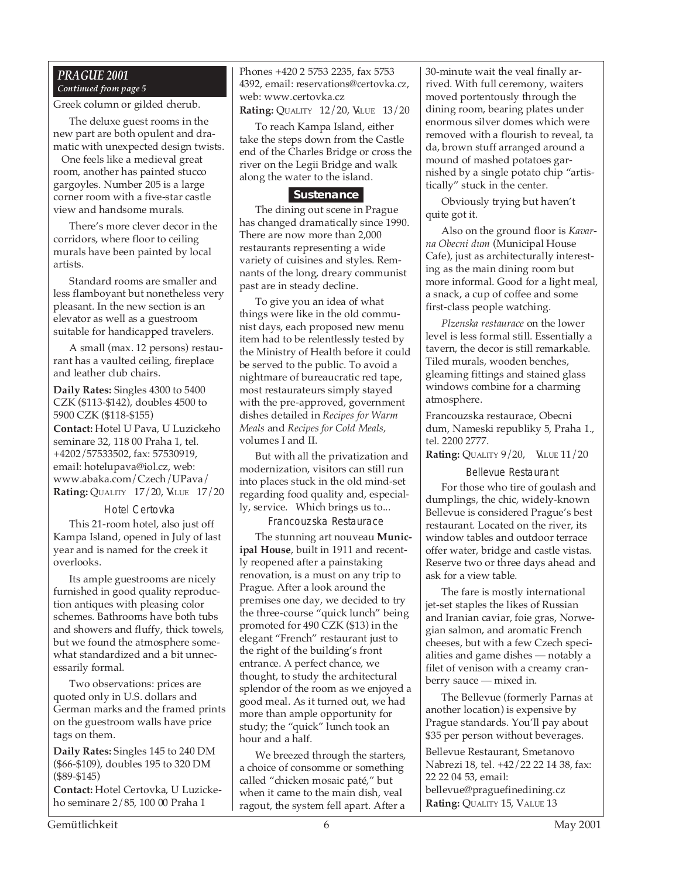## PRAGUE 2001

*Continued from page 5*

Greek column or gilded cherub.

The deluxe guest rooms in the new part are both opulent and dramatic with unexpected design twists. One feels like a medieval great room, another has painted stucco gargoyles. Number 205 is a large corner room with a five-star castle view and handsome murals.

There's more clever decor in the corridors, where floor to ceiling murals have been painted by local artists.

Standard rooms are smaller and less flamboyant but nonetheless very pleasant. In the new section is an elevator as well as a guestroom suitable for handicapped travelers.

A small (max. 12 persons) restaurant has a vaulted ceiling, fireplace and leather club chairs.

**Daily Rates:** Singles 4300 to 5400 CZK ($113-$142), doubles 4500 to 5900 CZK ($118-$155)

**Contact:** Hotel U Pava, U Luzickeho seminare 32, 118 00 Praha 1, tel. +4202/57533502, fax: 57530919, email: hotelupava@iol.cz, web: www.abaka.com/Czech/UPava/

**Rating:** QUALITY 17/20, VALUE 17/20

### Hotel Certovka

This 21-room hotel, also just off Kampa Island, opened in July of last year and is named for the creek it overlooks.

Its ample guestrooms are nicely furnished in good quality reproduction antiques with pleasing color schemes. Bathrooms have both tubs and showers and fluffy, thick towels, but we found the atmosphere somewhat standardized and a bit unnecessarily formal.

Two observations: prices are quoted only in U.S. dollars and German marks and the framed prints on the guestroom walls have price tags on them.

**Daily Rates:** Singles 145 to 240 DM ($66-$109), doubles 195 to 320 DM ($89-$145)

**Contact:** Hotel Certovka, U Luzickeho seminare 2/85, 100 00 Praha 1 Phones +420 2 5753 2235, fax 5753 4392, email: reservations@certovka.cz, web: www.certovka.cz

**Rating:** QUALITY 12/20, VALUE 13/20

To reach Kampa Island, either take the steps down from the Castle end of the Charles Bridge or cross the river on the Legii Bridge and walk along the water to the island.

## Sustenance

The dining out scene in Prague has changed dramatically since 1990. There are now more than 2,000 restaurants representing a wide variety of cuisines and styles. Remnants of the long, dreary communist past are in steady decline.

To give you an idea of what things were like in the old communist days, each proposed new menu item had to be relentlessly tested by the Ministry of Health before it could be served to the public. To avoid a nightmare of bureaucratic red tape, most restaurateurs simply stayed with the pre-approved, government dishes detailed in *Recipes for Warm Meals* and *Recipes for Cold Meals*, volumes I and II.

But with all the privatization and modernization, visitors can still run into places stuck in the old mind-set regarding food quality and, especially, service. Which brings us to...

### Francouzska Restaurace

The stunning art nouveau **Municipal House**, built in 1911 and recently reopened after a painstaking renovation, is a must on any trip to Prague. After a look around the premises one day, we decided to try the three-course "quick lunch" being promoted for 490 CZK ($13) in the elegant "French" restaurant just to the right of the building's front entrance. A perfect chance, we thought, to study the architectural splendor of the room as we enjoyed a good meal. As it turned out, we had more than ample opportunity for study; the "quick" lunch took an hour and a half.

We breezed through the starters, a choice of consomme or something called "chicken mosaic paté," but when it came to the main dish, veal ragout, the system fell apart. After a 30-minute wait the veal finally arrived. With full ceremony, waiters moved portentously through the dining room, bearing plates under enormous silver domes which were removed with a flourish to reveal, ta da, brown stuff arranged around a mound of mashed potatoes garnished by a single potato chip "artistically" stuck in the center.

Obviously trying but haven't quite got it.

Also on the ground floor is *Kavarna Obecni dum* (Municipal House Cafe), just as architecturally interesting as the main dining room but more informal. Good for a light meal, a snack, a cup of coffee and some first-class people watching.

*Plzenska restaurace* on the lower level is less formal still. Essentially a tavern, the decor is still remarkable. Tiled murals, wooden benches, gleaming fittings and stained glass windows combine for a charming atmosphere.

Francouzska restaurace, Obecni dum, Nameski republiky 5, Praha 1., tel. 2200 2777.

**Rating:** QUALITY 9/20, VALUE 11/20

### Bellevue Restaurant

For those who tire of goulash and dumplings, the chic, widely-known Bellevue is considered Prague's best restaurant. Located on the river, its window tables and outdoor terrace offer water, bridge and castle vistas. Reserve two or three days ahead and ask for a view table.

The fare is mostly international jet-set staples the likes of Russian and Iranian caviar, foie gras, Norwegian salmon, and aromatic French cheeses, but with a few Czech specialities and game dishes — notably a filet of venison with a creamy cranberry sauce — mixed in.

The Bellevue (formerly Parnas at another location) is expensive by Prague standards. You'll pay about $35 per person without beverages.

Bellevue Restaurant, Smetanovo Nabrezi 18, tel. +42/22 22 14 38, fax: 22 22 04 53, email: bellevue@praguefinedining.cz

**Rating:** QUALITY 15, VALUE 13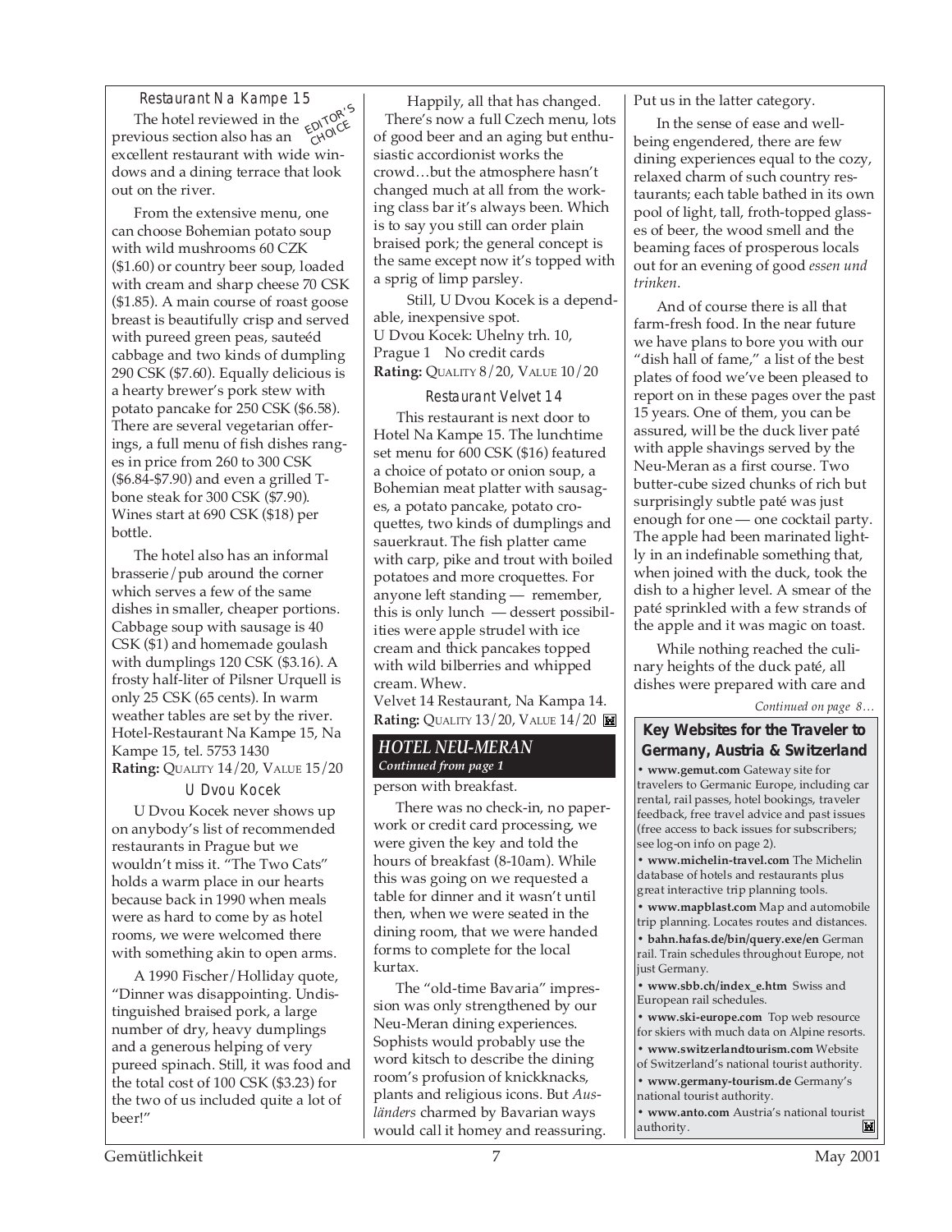### Restaurant Na Kampe 15

*EDITOR'S CHOICE*

The hotel reviewed in the previous section also has an excellent restaurant with wide windows and a dining terrace that look out on the river.

From the extensive menu, one can choose Bohemian potato soup with wild mushrooms 60 CZK ($1.60) or country beer soup, loaded with cream and sharp cheese 70 CSK ($1.85). A main course of roast goose breast is beautifully crisp and served with pureed green peas, sauteéd cabbage and two kinds of dumpling 290 CSK ($7.60). Equally delicious is a hearty brewer's pork stew with potato pancake for 250 CSK ($6.58). There are several vegetarian offerings, a full menu of fish dishes ranges in price from 260 to 300 CSK ($6.84-$7.90) and even a grilled T-bone steak for 300 CSK ($7.90). Wines start at 690 CSK ($18) per bottle.

The hotel also has an informal brasserie/pub around the corner which serves a few of the same dishes in smaller, cheaper portions. Cabbage soup with sausage is 40 CSK ($1) and homemade goulash with dumplings 120 CSK ($3.16). A frosty half-liter of Pilsner Urquell is only 25 CSK (65 cents). In warm weather tables are set by the river.

Hotel-Restaurant Na Kampe 15, Na Kampe 15, tel. 5753 1430
**Rating:** QUALITY 14/20, VALUE 15/20

### U Dvou Kocek

U Dvou Kocek never shows up on anybody's list of recommended restaurants in Prague but we wouldn't miss it. "The Two Cats" holds a warm place in our hearts because back in 1990 when meals were as hard to come by as hotel rooms, we were welcomed there with something akin to open arms.

A 1990 Fischer/Holliday quote, "Dinner was disappointing. Undistinguished braised pork, a large number of dry, heavy dumplings and a generous helping of very pureed spinach. Still, it was food and the total cost of 100 CSK ($3.23) for the two of us included quite a lot of beer!"

Happily, all that has changed. There's now a full Czech menu, lots of good beer and an aging but enthusiastic accordionist works the crowd…but the atmosphere hasn't changed much at all from the working class bar it's always been. Which is to say you still can order plain braised pork; the general concept is the same except now it's topped with a sprig of limp parsley.

Still, U Dvou Kocek is a dependable, inexpensive spot.

U Dvou Kocek: Uhelny trh. 10, Prague 1 No credit cards
**Rating:** QUALITY 8/20, VALUE 10/20

### Restaurant Velvet 14

This restaurant is next door to Hotel Na Kampe 15. The lunchtime set menu for 600 CSK ($16) featured a choice of potato or onion soup, a Bohemian meat platter with sausages, a potato pancake, potato croquettes, two kinds of dumplings and sauerkraut. The fish platter came with carp, pike and trout with boiled potatoes and more croquettes. For anyone left standing — remember, this is only lunch — dessert possibilities were apple strudel with ice cream and thick pancakes topped with wild bilberries and whipped cream. Whew.

Velvet 14 Restaurant, Na Kampa 14.
**Rating:** QUALITY 13/20, VALUE 14/20

## HOTEL NEU-MERAN
*Continued from page 1*

person with breakfast.

There was no check-in, no paperwork or credit card processing, we were given the key and told the hours of breakfast (8-10am). While this was going on we requested a table for dinner and it wasn't until then, when we were seated in the dining room, that we were handed forms to complete for the local kurtax.

The "old-time Bavaria" impression was only strengthened by our Neu-Meran dining experiences. Sophists would probably use the word kitsch to describe the dining room's profusion of knickknacks, plants and religious icons. But *Ausländers* charmed by Bavarian ways would call it homey and reassuring. Put us in the latter category.

In the sense of ease and well-being engendered, there are few dining experiences equal to the cozy, relaxed charm of such country restaurants; each table bathed in its own pool of light, tall, froth-topped glasses of beer, the wood smell and the beaming faces of prosperous locals out for an evening of good *essen und trinken*.

And of course there is all that farm-fresh food. In the near future we have plans to bore you with our "dish hall of fame," a list of the best plates of food we've been pleased to report on in these pages over the past 15 years. One of them, you can be assured, will be the duck liver paté with apple shavings served by the Neu-Meran as a first course. Two butter-cube sized chunks of rich but surprisingly subtle paté was just enough for one — one cocktail party. The apple had been marinated lightly in an indefinable something that, when joined with the duck, took the dish to a higher level. A smear of the paté sprinkled with a few strands of the apple and it was magic on toast.

While nothing reached the culinary heights of the duck paté, all dishes were prepared with care and

*Continued on page 8…*

### Key Websites for the Traveler to Germany, Austria & Switzerland

- **www.gemut.com** Gateway site for travelers to Germanic Europe, including car rental, rail passes, hotel bookings, traveler feedback, free travel advice and past issues (free access to back issues for subscribers; see log-on info on page 2).
- **www.michelin-travel.com** The Michelin database of hotels and restaurants plus great interactive trip planning tools.
- **www.mapblast.com** Map and automobile trip planning. Locates routes and distances.
- **bahn.hafas.de/bin/query.exe/en** German rail. Train schedules throughout Europe, not just Germany.
- **www.sbb.ch/index_e.htm** Swiss and European rail schedules.
- **www.ski-europe.com** Top web resource for skiers with much data on Alpine resorts.
- **www.switzerlandtourism.com** Website of Switzerland's national tourist authority.
- **www.germany-tourism.de** Germany's national tourist authority.
- **www.anto.com** Austria's national tourist authority.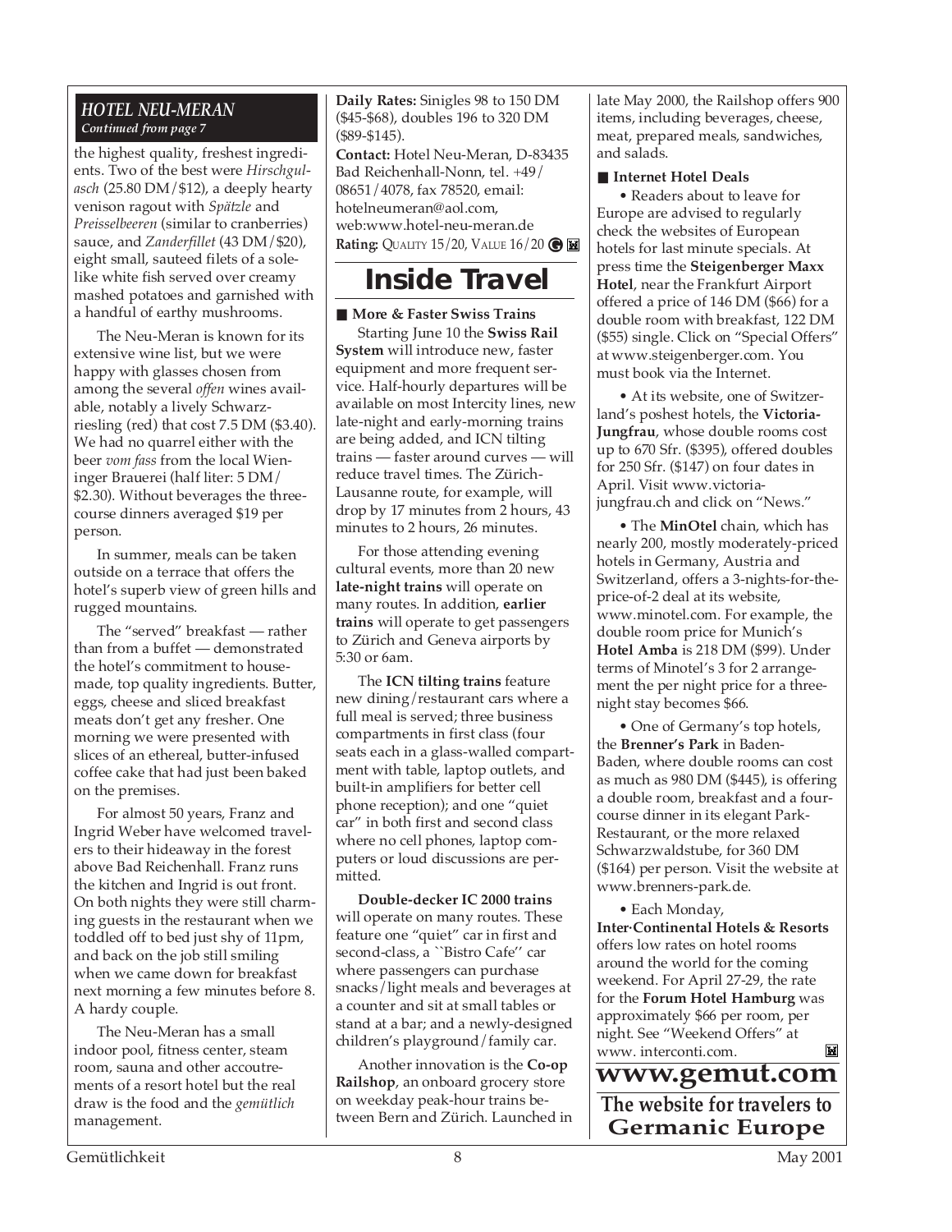### *HOTEL NEU-MERAN*
*Continued from page 7*

the highest quality, freshest ingredients. Two of the best were *Hirschgulasch* (25.80 DM/$12), a deeply hearty venison ragout with *Spätzle* and *Preisselbeeren* (similar to cranberries) sauce, and *Zanderfillet* (43 DM/$20), eight small, sauteed filets of a sole-like white fish served over creamy mashed potatoes and garnished with a handful of earthy mushrooms.

The Neu-Meran is known for its extensive wine list, but we were happy with glasses chosen from among the several *offen* wines available, notably a lively Schwarzriesling (red) that cost 7.5 DM ($3.40). We had no quarrel either with the beer *vom fass* from the local Wieninger Brauerei (half liter: 5 DM/ $2.30). Without beverages the three-course dinners averaged $19 per person.

In summer, meals can be taken outside on a terrace that offers the hotel's superb view of green hills and rugged mountains.

The "served" breakfast — rather than from a buffet — demonstrated the hotel's commitment to house-made, top quality ingredients. Butter, eggs, cheese and sliced breakfast meats don't get any fresher. One morning we were presented with slices of an ethereal, butter-infused coffee cake that had just been baked on the premises.

For almost 50 years, Franz and Ingrid Weber have welcomed travelers to their hideaway in the forest above Bad Reichenhall. Franz runs the kitchen and Ingrid is out front. On both nights they were still charming guests in the restaurant when we toddled off to bed just shy of 11pm, and back on the job still smiling when we came down for breakfast next morning a few minutes before 8. A hardy couple.

The Neu-Meran has a small indoor pool, fitness center, steam room, sauna and other accoutrements of a resort hotel but the real draw is the food and the *gemütlich* management.

**Daily Rates:** Sinigles 98 to 150 DM ($45-$68), doubles 196 to 320 DM ($89-$145).

**Contact:** Hotel Neu-Meran, D-83435 Bad Reichenhall-Nonn, tel. +49/ 08651/4078, fax 78520, email: hotelneumeran@aol.com, web:www.hotel-neu-meran.de

**Rating:** QUALITY 15/20, VALUE 16/20

# Inside Travel

■ **More & Faster Swiss Trains**

Starting June 10 the **Swiss Rail System** will introduce new, faster equipment and more frequent service. Half-hourly departures will be available on most Intercity lines, new late-night and early-morning trains are being added, and ICN tilting trains — faster around curves — will reduce travel times. The Zürich-Lausanne route, for example, will drop by 17 minutes from 2 hours, 43 minutes to 2 hours, 26 minutes.

For those attending evening cultural events, more than 20 new **late-night trains** will operate on many routes. In addition, **earlier trains** will operate to get passengers to Zürich and Geneva airports by 5:30 or 6am.

The **ICN tilting trains** feature new dining/restaurant cars where a full meal is served; three business compartments in first class (four seats each in a glass-walled compartment with table, laptop outlets, and built-in amplifiers for better cell phone reception); and one "quiet car" in both first and second class where no cell phones, laptop computers or loud discussions are permitted.

**Double-decker IC 2000 trains** will operate on many routes. These feature one "quiet" car in first and second-class, a ``Bistro Cafe'' car where passengers can purchase snacks/light meals and beverages at a counter and sit at small tables or stand at a bar; and a newly-designed children's playground/family car.

Another innovation is the **Co-op Railshop**, an onboard grocery store on weekday peak-hour trains between Bern and Zürich. Launched in late May 2000, the Railshop offers 900 items, including beverages, cheese, meat, prepared meals, sandwiches, and salads.

■ **Internet Hotel Deals**

• Readers about to leave for Europe are advised to regularly check the websites of European hotels for last minute specials. At press time the **Steigenberger Maxx Hotel**, near the Frankfurt Airport offered a price of 146 DM ($66) for a double room with breakfast, 122 DM ($55) single. Click on "Special Offers" at www.steigenberger.com. You must book via the Internet.

• At its website, one of Switzerland's poshest hotels, the **Victoria-Jungfrau**, whose double rooms cost up to 670 Sfr. ($395), offered doubles for 250 Sfr. ($147) on four dates in April. Visit www.victoria-jungfrau.ch and click on "News."

• The **MinOtel** chain, which has nearly 200, mostly moderately-priced hotels in Germany, Austria and Switzerland, offers a 3-nights-for-the-price-of-2 deal at its website, www.minotel.com. For example, the double room price for Munich's **Hotel Amba** is 218 DM ($99). Under terms of Minotel's 3 for 2 arrangement the per night price for a three-night stay becomes $66.

• One of Germany's top hotels, the **Brenner's Park** in Baden-Baden, where double rooms can cost as much as 980 DM ($445), is offering a double room, breakfast and a four-course dinner in its elegant Park-Restaurant, or the more relaxed Schwarzwaldstube, for 360 DM ($164) per person. Visit the website at www.brenners-park.de.

• Each Monday, **Inter·Continental Hotels & Resorts** offers low rates on hotel rooms around the world for the coming weekend. For April 27-29, the rate for the **Forum Hotel Hamburg** was approximately $66 per room, per night. See "Weekend Offers" at www. interconti.com.

**www.gemut.com**

**The website for travelers to Germanic Europe**